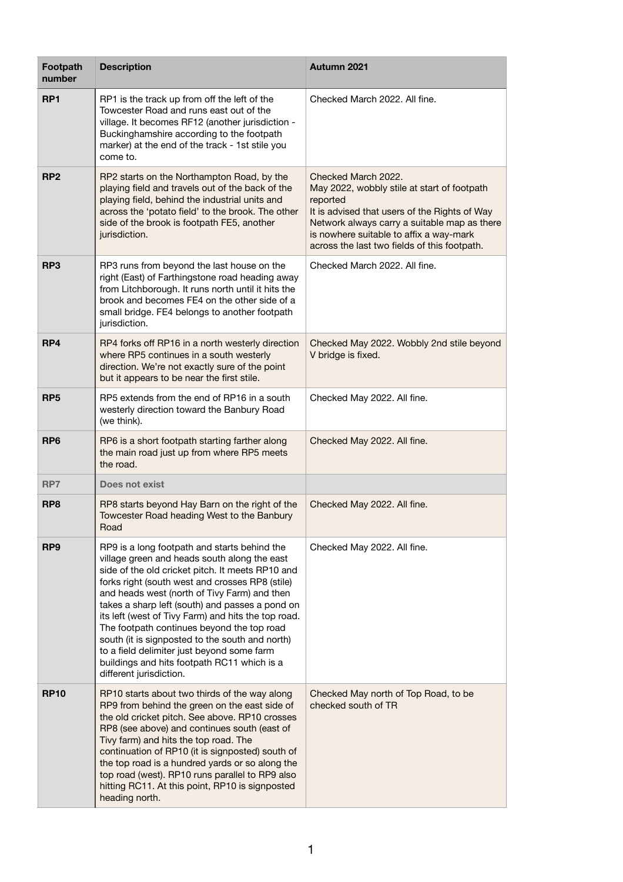| Footpath number | Description | Autumn 2021 |
| --- | --- | --- |
| **RP1** | RP1 is the track up from off the left of the Towcester Road and runs east out of the village. It becomes RF12 (another jurisdiction - Buckinghamshire according to the footpath marker) at the end of the track - 1st stile you come to. | Checked March 2022. All fine. |
| **RP2** | RP2 starts on the Northampton Road, by the playing field and travels out of the back of the playing field, behind the industrial units and across the 'potato field' to the brook. The other side of the brook is footpath FE5, another jurisdiction. | Checked March 2022.<br>May 2022, wobbly stile at start of footpath reported<br>It is advised that users of the Rights of Way Network always carry a suitable map as there is nowhere suitable to affix a way-mark across the last two fields of this footpath. |
| **RP3** | RP3 runs from beyond the last house on the right (East) of Farthingstone road heading away from Litchborough. It runs north until it hits the brook and becomes FE4 on the other side of a small bridge. FE4 belongs to another footpath jurisdiction. | Checked March 2022. All fine. |
| **RP4** | RP4 forks off RP16 in a north westerly direction where RP5 continues in a south westerly direction. We're not exactly sure of the point but it appears to be near the first stile. | Checked May 2022. Wobbly 2nd stile beyond V bridge is fixed. |
| **RP5** | RP5 extends from the end of RP16 in a south westerly direction toward the Banbury Road (we think). | Checked May 2022. All fine. |
| **RP6** | RP6 is a short footpath starting farther along the main road just up from where RP5 meets the road. | Checked May 2022. All fine. |
| **RP7** | **Does not exist** | |
| **RP8** | RP8 starts beyond Hay Barn on the right of the Towcester Road heading West to the Banbury Road | Checked May 2022. All fine. |
| **RP9** | RP9 is a long footpath and starts behind the village green and heads south along the east side of the old cricket pitch. It meets RP10 and forks right (south west and crosses RP8 (stile) and heads west (north of Tivy Farm) and then takes a sharp left (south) and passes a pond on its left (west of Tivy Farm) and hits the top road. The footpath continues beyond the top road south (it is signposted to the south and north) to a field delimiter just beyond some farm buildings and hits footpath RC11 which is a different jurisdiction. | Checked May 2022. All fine. |
| **RP10** | RP10 starts about two thirds of the way along RP9 from behind the green on the east side of the old cricket pitch. See above. RP10 crosses RP8 (see above) and continues south (east of Tivy farm) and hits the top road. The continuation of RP10 (it is signposted) south of the top road is a hundred yards or so along the top road (west). RP10 runs parallel to RP9 also hitting RC11. At this point, RP10 is signposted heading north. | Checked May north of Top Road, to be checked south of TR |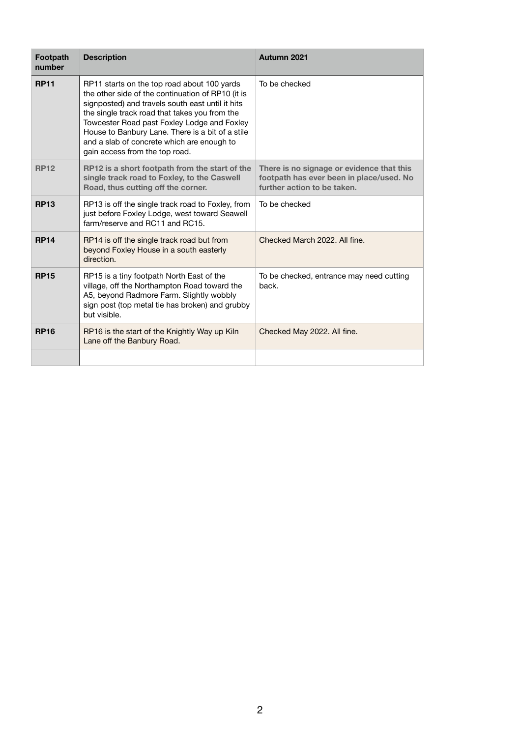| Footpath number | Description | Autumn 2021 |
|---|---|---|
| **RP11** | RP11 starts on the top road about 100 yards the other side of the continuation of RP10 (it is signposted) and travels south east until it hits the single track road that takes you from the Towcester Road past Foxley Lodge and Foxley House to Banbury Lane. There is a bit of a stile and a slab of concrete which are enough to gain access from the top road. | To be checked |
| **RP12** | **RP12 is a short footpath from the start of the single track road to Foxley, to the Caswell Road, thus cutting off the corner.** | **There is no signage or evidence that this footpath has ever been in place/used. No further action to be taken.** |
| **RP13** | RP13 is off the single track road to Foxley, from just before Foxley Lodge, west toward Seawell farm/reserve and RC11 and RC15. | To be checked |
| **RP14** | RP14 is off the single track road but from beyond Foxley House in a south easterly direction. | Checked March 2022. All fine. |
| **RP15** | RP15 is a tiny footpath North East of the village, off the Northampton Road toward the A5, beyond Radmore Farm. Slightly wobbly sign post (top metal tie has broken) and grubby but visible. | To be checked, entrance may need cutting back. |
| **RP16** | RP16 is the start of the Knightly Way up Kiln Lane off the Banbury Road. | Checked May 2022. All fine. |
| | | |